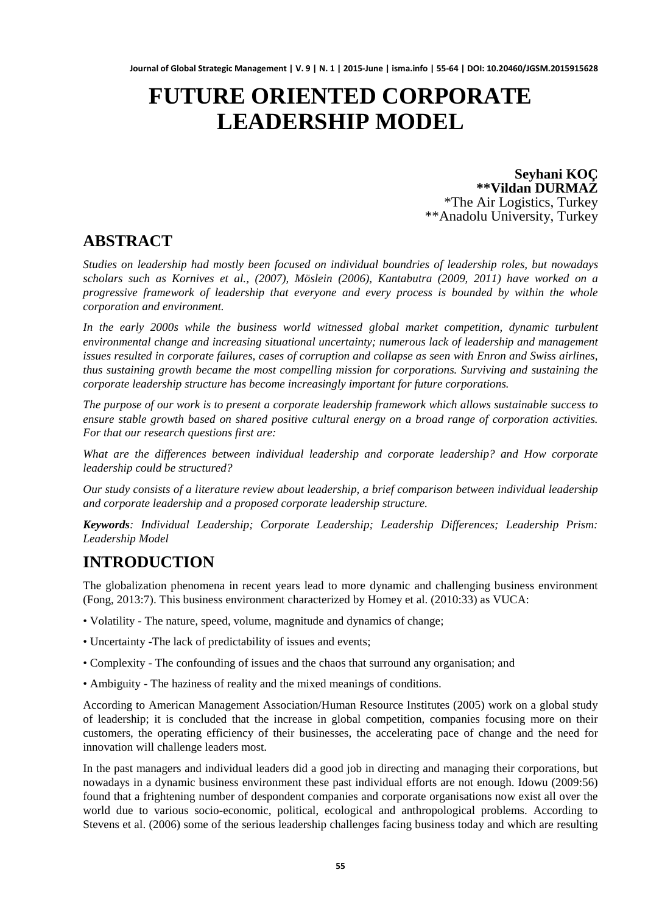# FUTURE ORIENTED CORPORATE LEADERSHIP MODEL

**Seyhani KOÇ**
**\*\*Vildan DURMAZ**
\*The Air Logistics, Turkey
\*\*Anadolu University, Turkey

## ABSTRACT

*Studies on leadership had mostly been focused on individual boundries of leadership roles, but nowadays scholars such as Kornives et al., (2007), Möslein (2006), Kantabutra (2009, 2011) have worked on a progressive framework of leadership that everyone and every process is bounded by within the whole corporation and environment.*

*In the early 2000s while the business world witnessed global market competition, dynamic turbulent environmental change and increasing situational uncertainty; numerous lack of leadership and management issues resulted in corporate failures, cases of corruption and collapse as seen with Enron and Swiss airlines, thus sustaining growth became the most compelling mission for corporations. Surviving and sustaining the corporate leadership structure has become increasingly important for future corporations.*

*The purpose of our work is to present a corporate leadership framework which allows sustainable success to ensure stable growth based on shared positive cultural energy on a broad range of corporation activities. For that our research questions first are:*

*What are the differences between individual leadership and corporate leadership? and How corporate leadership could be structured?*

*Our study consists of a literature review about leadership, a brief comparison between individual leadership and corporate leadership and a proposed corporate leadership structure.*

***Keywords**: Individual Leadership; Corporate Leadership; Leadership Differences; Leadership Prism: Leadership Model*

## INTRODUCTION

The globalization phenomena in recent years lead to more dynamic and challenging business environment (Fong, 2013:7). This business environment characterized by Homey et al. (2010:33) as VUCA:

- Volatility - The nature, speed, volume, magnitude and dynamics of change;
- Uncertainty -The lack of predictability of issues and events;
- Complexity - The confounding of issues and the chaos that surround any organisation; and
- Ambiguity - The haziness of reality and the mixed meanings of conditions.

According to American Management Association/Human Resource Institutes (2005) work on a global study of leadership; it is concluded that the increase in global competition, companies focusing more on their customers, the operating efficiency of their businesses, the accelerating pace of change and the need for innovation will challenge leaders most.

In the past managers and individual leaders did a good job in directing and managing their corporations, but nowadays in a dynamic business environment these past individual efforts are not enough. Idowu (2009:56) found that a frightening number of despondent companies and corporate organisations now exist all over the world due to various socio-economic, political, ecological and anthropological problems. According to Stevens et al. (2006) some of the serious leadership challenges facing business today and which are resulting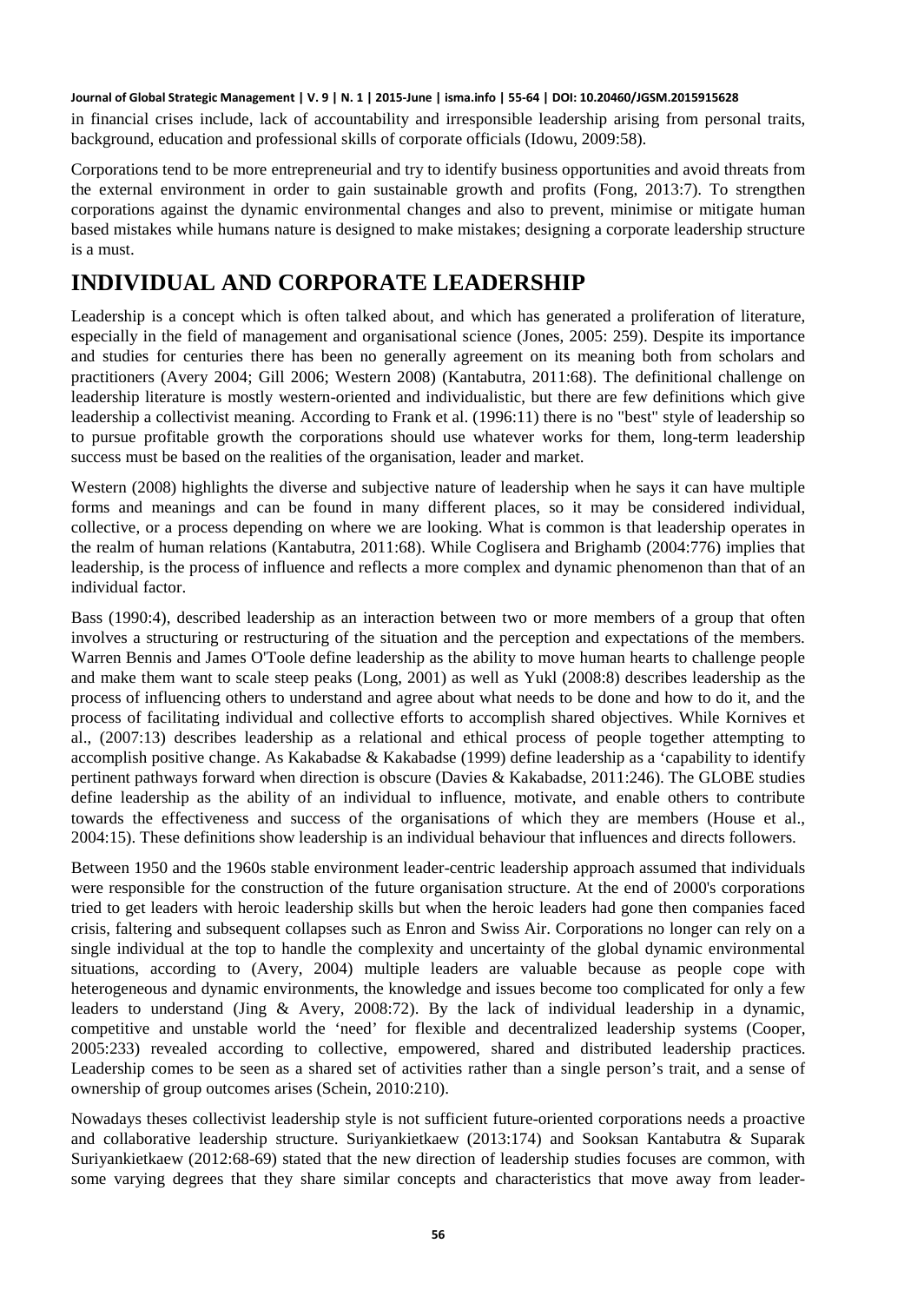in financial crises include, lack of accountability and irresponsible leadership arising from personal traits, background, education and professional skills of corporate officials (Idowu, 2009:58).

Corporations tend to be more entrepreneurial and try to identify business opportunities and avoid threats from the external environment in order to gain sustainable growth and profits (Fong, 2013:7). To strengthen corporations against the dynamic environmental changes and also to prevent, minimise or mitigate human based mistakes while humans nature is designed to make mistakes; designing a corporate leadership structure is a must.

# INDIVIDUAL AND CORPORATE LEADERSHIP

Leadership is a concept which is often talked about, and which has generated a proliferation of literature, especially in the field of management and organisational science (Jones, 2005: 259). Despite its importance and studies for centuries there has been no generally agreement on its meaning both from scholars and practitioners (Avery 2004; Gill 2006; Western 2008) (Kantabutra, 2011:68). The definitional challenge on leadership literature is mostly western-oriented and individualistic, but there are few definitions which give leadership a collectivist meaning. According to Frank et al. (1996:11) there is no "best" style of leadership so to pursue profitable growth the corporations should use whatever works for them, long-term leadership success must be based on the realities of the organisation, leader and market.

Western (2008) highlights the diverse and subjective nature of leadership when he says it can have multiple forms and meanings and can be found in many different places, so it may be considered individual, collective, or a process depending on where we are looking. What is common is that leadership operates in the realm of human relations (Kantabutra, 2011:68). While Coglisera and Brighamb (2004:776) implies that leadership, is the process of influence and reflects a more complex and dynamic phenomenon than that of an individual factor.

Bass (1990:4), described leadership as an interaction between two or more members of a group that often involves a structuring or restructuring of the situation and the perception and expectations of the members. Warren Bennis and James O'Toole define leadership as the ability to move human hearts to challenge people and make them want to scale steep peaks (Long, 2001) as well as Yukl (2008:8) describes leadership as the process of influencing others to understand and agree about what needs to be done and how to do it, and the process of facilitating individual and collective efforts to accomplish shared objectives. While Kornives et al., (2007:13) describes leadership as a relational and ethical process of people together attempting to accomplish positive change. As Kakabadse & Kakabadse (1999) define leadership as a 'capability to identify pertinent pathways forward when direction is obscure (Davies & Kakabadse, 2011:246). The GLOBE studies define leadership as the ability of an individual to influence, motivate, and enable others to contribute towards the effectiveness and success of the organisations of which they are members (House et al., 2004:15). These definitions show leadership is an individual behaviour that influences and directs followers.

Between 1950 and the 1960s stable environment leader-centric leadership approach assumed that individuals were responsible for the construction of the future organisation structure. At the end of 2000's corporations tried to get leaders with heroic leadership skills but when the heroic leaders had gone then companies faced crisis, faltering and subsequent collapses such as Enron and Swiss Air. Corporations no longer can rely on a single individual at the top to handle the complexity and uncertainty of the global dynamic environmental situations, according to (Avery, 2004) multiple leaders are valuable because as people cope with heterogeneous and dynamic environments, the knowledge and issues become too complicated for only a few leaders to understand (Jing & Avery, 2008:72). By the lack of individual leadership in a dynamic, competitive and unstable world the 'need' for flexible and decentralized leadership systems (Cooper, 2005:233) revealed according to collective, empowered, shared and distributed leadership practices. Leadership comes to be seen as a shared set of activities rather than a single person's trait, and a sense of ownership of group outcomes arises (Schein, 2010:210).

Nowadays theses collectivist leadership style is not sufficient future-oriented corporations needs a proactive and collaborative leadership structure. Suriyankietkaew (2013:174) and Sooksan Kantabutra & Suparak Suriyankietkaew (2012:68-69) stated that the new direction of leadership studies focuses are common, with some varying degrees that they share similar concepts and characteristics that move away from leader-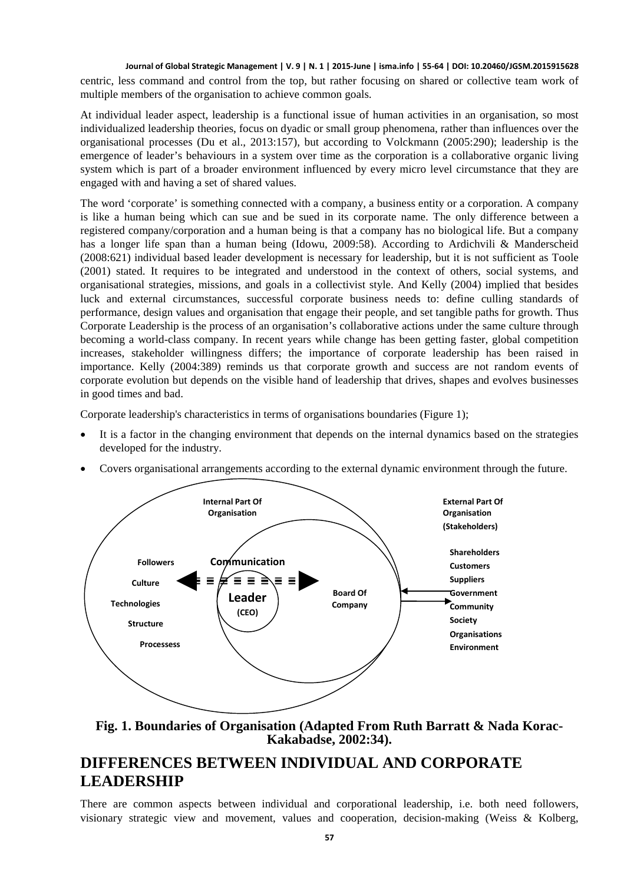centric, less command and control from the top, but rather focusing on shared or collective team work of multiple members of the organisation to achieve common goals.

At individual leader aspect, leadership is a functional issue of human activities in an organisation, so most individualized leadership theories, focus on dyadic or small group phenomena, rather than influences over the organisational processes (Du et al., 2013:157), but according to Volckmann (2005:290); leadership is the emergence of leader's behaviours in a system over time as the corporation is a collaborative organic living system which is part of a broader environment influenced by every micro level circumstance that they are engaged with and having a set of shared values.

The word 'corporate' is something connected with a company, a business entity or a corporation. A company is like a human being which can sue and be sued in its corporate name. The only difference between a registered company/corporation and a human being is that a company has no biological life. But a company has a longer life span than a human being (Idowu, 2009:58). According to Ardichvili & Manderscheid (2008:621) individual based leader development is necessary for leadership, but it is not sufficient as Toole (2001) stated. It requires to be integrated and understood in the context of others, social systems, and organisational strategies, missions, and goals in a collectivist style. And Kelly (2004) implied that besides luck and external circumstances, successful corporate business needs to: define culling standards of performance, design values and organisation that engage their people, and set tangible paths for growth. Thus Corporate Leadership is the process of an organisation's collaborative actions under the same culture through becoming a world-class company. In recent years while change has been getting faster, global competition increases, stakeholder willingness differs; the importance of corporate leadership has been raised in importance. Kelly (2004:389) reminds us that corporate growth and success are not random events of corporate evolution but depends on the visible hand of leadership that drives, shapes and evolves businesses in good times and bad.

Corporate leadership's characteristics in terms of organisations boundaries (Figure 1);

- It is a factor in the changing environment that depends on the internal dynamics based on the strategies developed for the industry.
- Covers organisational arrangements according to the external dynamic environment through the future.

Internal Part Of Organisation

External Part Of Organisation (Stakeholders)

Followers
Culture
Technologies
Structure
Processess

Communication

Leader (CEO)

Board Of Company

Shareholders
Customers
Suppliers
Government
Community
Society
Organisations
Environment

**Fig. 1. Boundaries of Organisation (Adapted From Ruth Barratt & Nada Korac-Kakabadse, 2002:34).**

## DIFFERENCES BETWEEN INDIVIDUAL AND CORPORATE LEADERSHIP

There are common aspects between individual and corporational leadership, i.e. both need followers, visionary strategic view and movement, values and cooperation, decision-making (Weiss & Kolberg,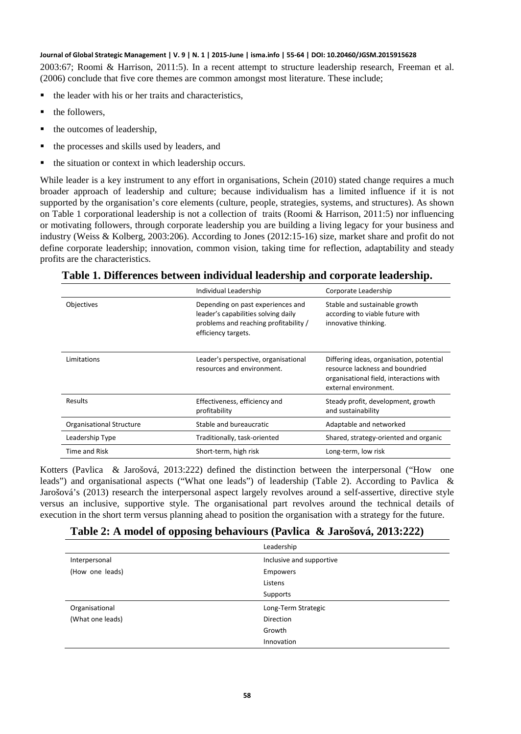2003:67; Roomi & Harrison, 2011:5). In a recent attempt to structure leadership research, Freeman et al. (2006) conclude that five core themes are common amongst most literature. These include;

- the leader with his or her traits and characteristics,
- the followers,
- the outcomes of leadership,
- the processes and skills used by leaders, and
- the situation or context in which leadership occurs.

While leader is a key instrument to any effort in organisations, Schein (2010) stated change requires a much broader approach of leadership and culture; because individualism has a limited influence if it is not supported by the organisation's core elements (culture, people, strategies, systems, and structures). As shown on Table 1 corporational leadership is not a collection of traits (Roomi & Harrison, 2011:5) nor influencing or motivating followers, through corporate leadership you are building a living legacy for your business and industry (Weiss & Kolberg, 2003:206). According to Jones (2012:15-16) size, market share and profit do not define corporate leadership; innovation, common vision, taking time for reflection, adaptability and steady profits are the characteristics.

**Table 1. Differences between individual leadership and corporate leadership.**

| | Individual Leadership | Corporate Leadership |
|---|---|---|
| Objectives | Depending on past experiences and leader's capabilities solving daily problems and reaching profitability / efficiency targets. | Stable and sustainable growth according to viable future with innovative thinking. |
| Limitations | Leader's perspective, organisational resources and environment. | Differing ideas, organisation, potential resource lackness and boundried organisational field, interactions with external environment. |
| Results | Effectiveness, efficiency and profitability | Steady profit, development, growth and sustainability |
| Organisational Structure | Stable and bureaucratic | Adaptable and networked |
| Leadership Type | Traditionally, task-oriented | Shared, strategy-oriented and organic |
| Time and Risk | Short-term, high risk | Long-term, low risk |

Kotters (Pavlica & Jarošová, 2013:222) defined the distinction between the interpersonal ("How one leads") and organisational aspects ("What one leads") of leadership (Table 2). According to Pavlica & Jarošová's (2013) research the interpersonal aspect largely revolves around a self-assertive, directive style versus an inclusive, supportive style. The organisational part revolves around the technical details of execution in the short term versus planning ahead to position the organisation with a strategy for the future.

**Table 2: A model of opposing behaviours (Pavlica & Jarošová, 2013:222)**

| | Leadership |
|---|---|
| Interpersonal<br>(How one leads) | Inclusive and supportive<br>Empowers<br>Listens<br>Supports |
| Organisational<br>(What one leads) | Long-Term Strategic<br>Direction<br>Growth<br>Innovation |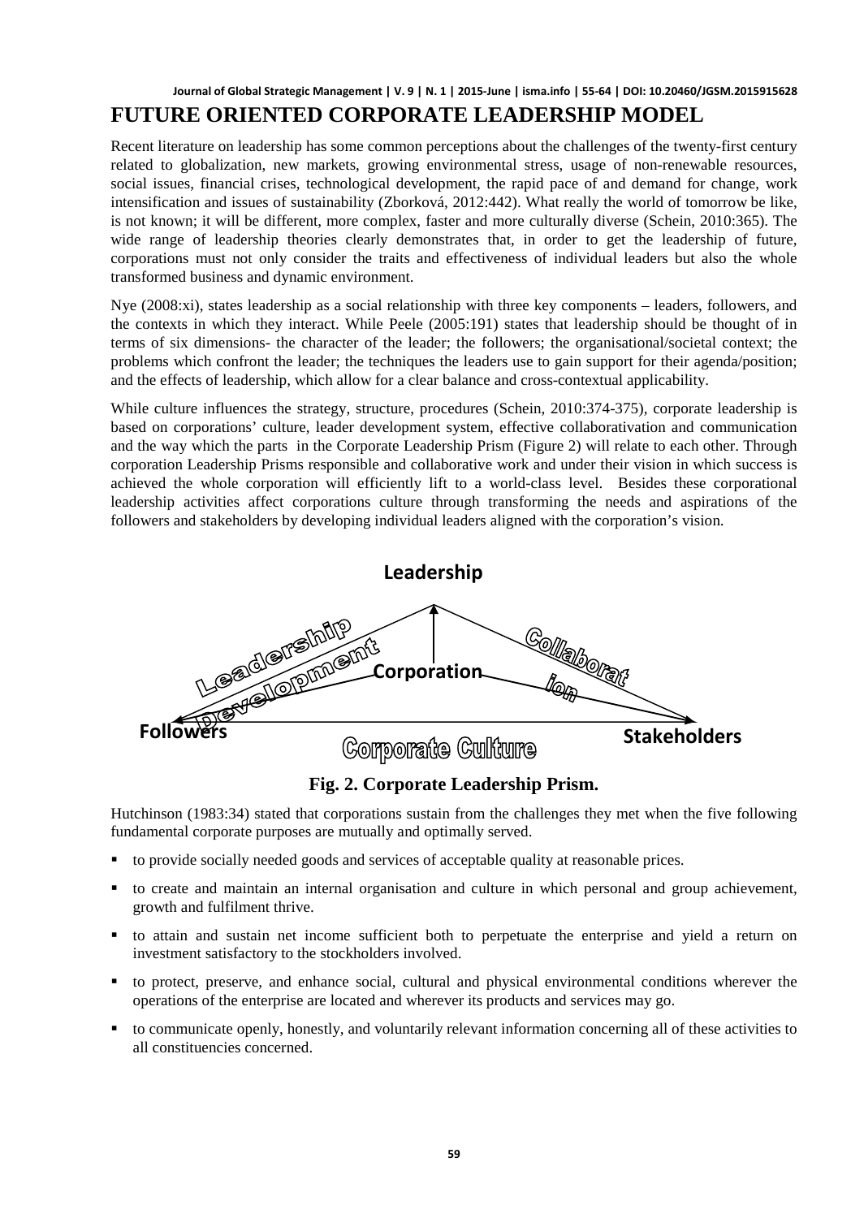# FUTURE ORIENTED CORPORATE LEADERSHIP MODEL

Recent literature on leadership has some common perceptions about the challenges of the twenty-first century related to globalization, new markets, growing environmental stress, usage of non-renewable resources, social issues, financial crises, technological development, the rapid pace of and demand for change, work intensification and issues of sustainability (Zborková, 2012:442). What really the world of tomorrow be like, is not known; it will be different, more complex, faster and more culturally diverse (Schein, 2010:365). The wide range of leadership theories clearly demonstrates that, in order to get the leadership of future, corporations must not only consider the traits and effectiveness of individual leaders but also the whole transformed business and dynamic environment.

Nye (2008:xi), states leadership as a social relationship with three key components – leaders, followers, and the contexts in which they interact. While Peele (2005:191) states that leadership should be thought of in terms of six dimensions- the character of the leader; the followers; the organisational/societal context; the problems which confront the leader; the techniques the leaders use to gain support for their agenda/position; and the effects of leadership, which allow for a clear balance and cross-contextual applicability.

While culture influences the strategy, structure, procedures (Schein, 2010:374-375), corporate leadership is based on corporations' culture, leader development system, effective collaborativation and communication and the way which the parts in the Corporate Leadership Prism (Figure 2) will relate to each other. Through corporation Leadership Prisms responsible and collaborative work and under their vision in which success is achieved the whole corporation will efficiently lift to a world-class level. Besides these corporational leadership activities affect corporations culture through transforming the needs and aspirations of the followers and stakeholders by developing individual leaders aligned with the corporation's vision.

Leadership

Leadership Development

Collaboration

Corporation

Followers

Stakeholders

Corporate Culture

**Fig. 2. Corporate Leadership Prism.**

Hutchinson (1983:34) stated that corporations sustain from the challenges they met when the five following fundamental corporate purposes are mutually and optimally served.

- to provide socially needed goods and services of acceptable quality at reasonable prices.
- to create and maintain an internal organisation and culture in which personal and group achievement, growth and fulfilment thrive.
- to attain and sustain net income sufficient both to perpetuate the enterprise and yield a return on investment satisfactory to the stockholders involved.
- to protect, preserve, and enhance social, cultural and physical environmental conditions wherever the operations of the enterprise are located and wherever its products and services may go.
- to communicate openly, honestly, and voluntarily relevant information concerning all of these activities to all constituencies concerned.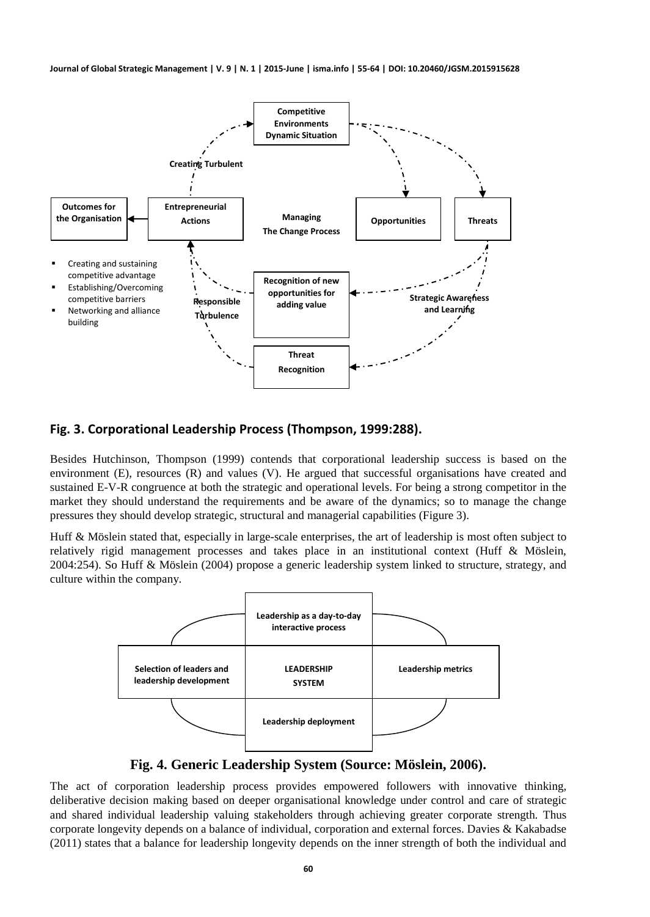**Fig. 3. Corporational Leadership Process (Thompson, 1999:288).**

Besides Hutchinson, Thompson (1999) contends that corporational leadership success is based on the environment (E), resources (R) and values (V). He argued that successful organisations have created and sustained E-V-R congruence at both the strategic and operational levels. For being a strong competitor in the market they should understand the requirements and be aware of the dynamics; so to manage the change pressures they should develop strategic, structural and managerial capabilities (Figure 3).

Huff & Möslein stated that, especially in large-scale enterprises, the art of leadership is most often subject to relatively rigid management processes and takes place in an institutional context (Huff & Möslein, 2004:254). So Huff & Möslein (2004) propose a generic leadership system linked to structure, strategy, and culture within the company.

**Fig. 4. Generic Leadership System (Source: Möslein, 2006).**

The act of corporation leadership process provides empowered followers with innovative thinking, deliberative decision making based on deeper organisational knowledge under control and care of strategic and shared individual leadership valuing stakeholders through achieving greater corporate strength. Thus corporate longevity depends on a balance of individual, corporation and external forces. Davies & Kakabadse (2011) states that a balance for leadership longevity depends on the inner strength of both the individual and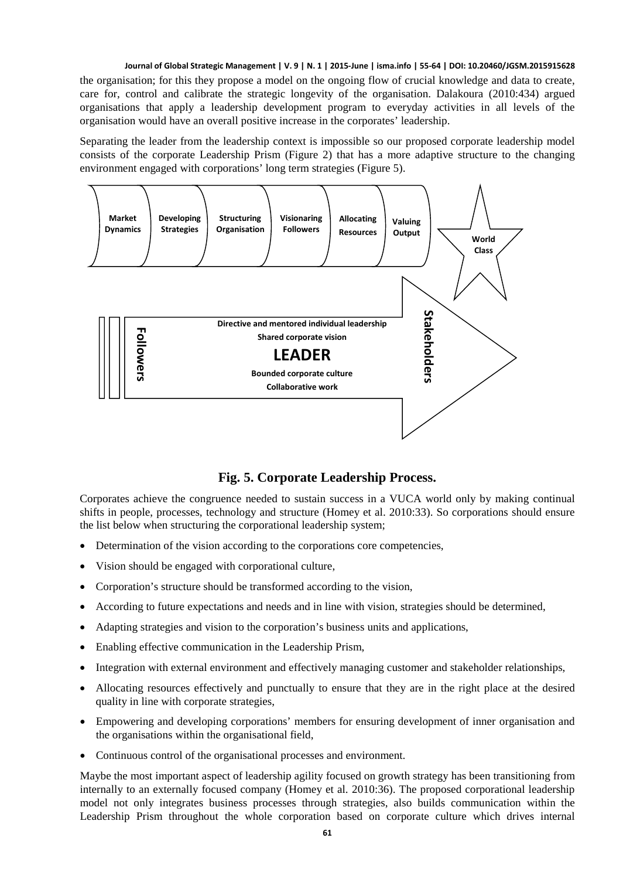the organisation; for this they propose a model on the ongoing flow of crucial knowledge and data to create, care for, control and calibrate the strategic longevity of the organisation. Dalakoura (2010:434) argued organisations that apply a leadership development program to everyday activities in all levels of the organisation would have an overall positive increase in the corporates' leadership.

Separating the leader from the leadership context is impossible so our proposed corporate leadership model consists of the corporate Leadership Prism (Figure 2) that has a more adaptive structure to the changing environment engaged with corporations' long term strategies (Figure 5).

Market Dynamics | Developing Strategies | Structuring Organisation | Visionaring Followers | Allocating Resources | Valuing Output | World Class

Followers | Directive and mentored individual leadership | Shared corporate vision | **LEADER** | Bounded corporate culture | Collaborative work | Stakeholders

**Fig. 5. Corporate Leadership Process.**

Corporates achieve the congruence needed to sustain success in a VUCA world only by making continual shifts in people, processes, technology and structure (Homey et al. 2010:33). So corporations should ensure the list below when structuring the corporational leadership system;

- Determination of the vision according to the corporations core competencies,
- Vision should be engaged with corporational culture,
- Corporation's structure should be transformed according to the vision,
- According to future expectations and needs and in line with vision, strategies should be determined,
- Adapting strategies and vision to the corporation's business units and applications,
- Enabling effective communication in the Leadership Prism,
- Integration with external environment and effectively managing customer and stakeholder relationships,
- Allocating resources effectively and punctually to ensure that they are in the right place at the desired quality in line with corporate strategies,
- Empowering and developing corporations' members for ensuring development of inner organisation and the organisations within the organisational field,
- Continuous control of the organisational processes and environment.

Maybe the most important aspect of leadership agility focused on growth strategy has been transitioning from internally to an externally focused company (Homey et al. 2010:36). The proposed corporational leadership model not only integrates business processes through strategies, also builds communication within the Leadership Prism throughout the whole corporation based on corporate culture which drives internal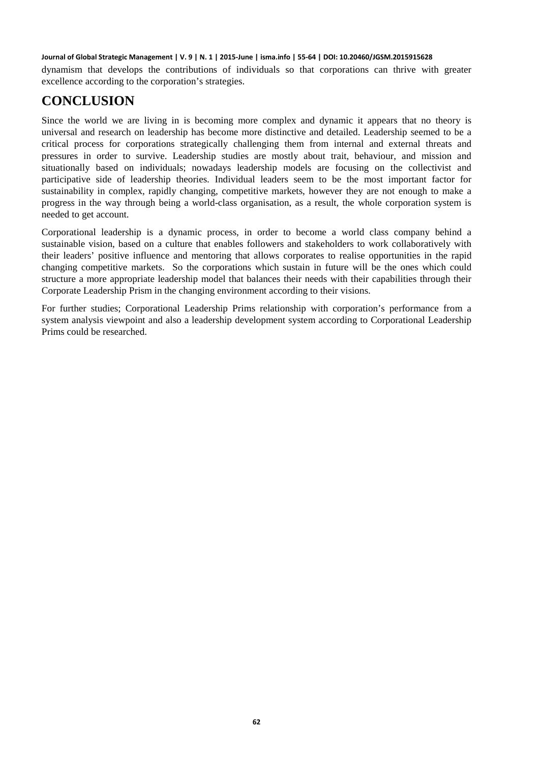dynamism that develops the contributions of individuals so that corporations can thrive with greater excellence according to the corporation's strategies.

# CONCLUSION

Since the world we are living in is becoming more complex and dynamic it appears that no theory is universal and research on leadership has become more distinctive and detailed. Leadership seemed to be a critical process for corporations strategically challenging them from internal and external threats and pressures in order to survive. Leadership studies are mostly about trait, behaviour, and mission and situationally based on individuals; nowadays leadership models are focusing on the collectivist and participative side of leadership theories. Individual leaders seem to be the most important factor for sustainability in complex, rapidly changing, competitive markets, however they are not enough to make a progress in the way through being a world-class organisation, as a result, the whole corporation system is needed to get account.

Corporational leadership is a dynamic process, in order to become a world class company behind a sustainable vision, based on a culture that enables followers and stakeholders to work collaboratively with their leaders' positive influence and mentoring that allows corporates to realise opportunities in the rapid changing competitive markets. So the corporations which sustain in future will be the ones which could structure a more appropriate leadership model that balances their needs with their capabilities through their Corporate Leadership Prism in the changing environment according to their visions.

For further studies; Corporational Leadership Prims relationship with corporation's performance from a system analysis viewpoint and also a leadership development system according to Corporational Leadership Prims could be researched.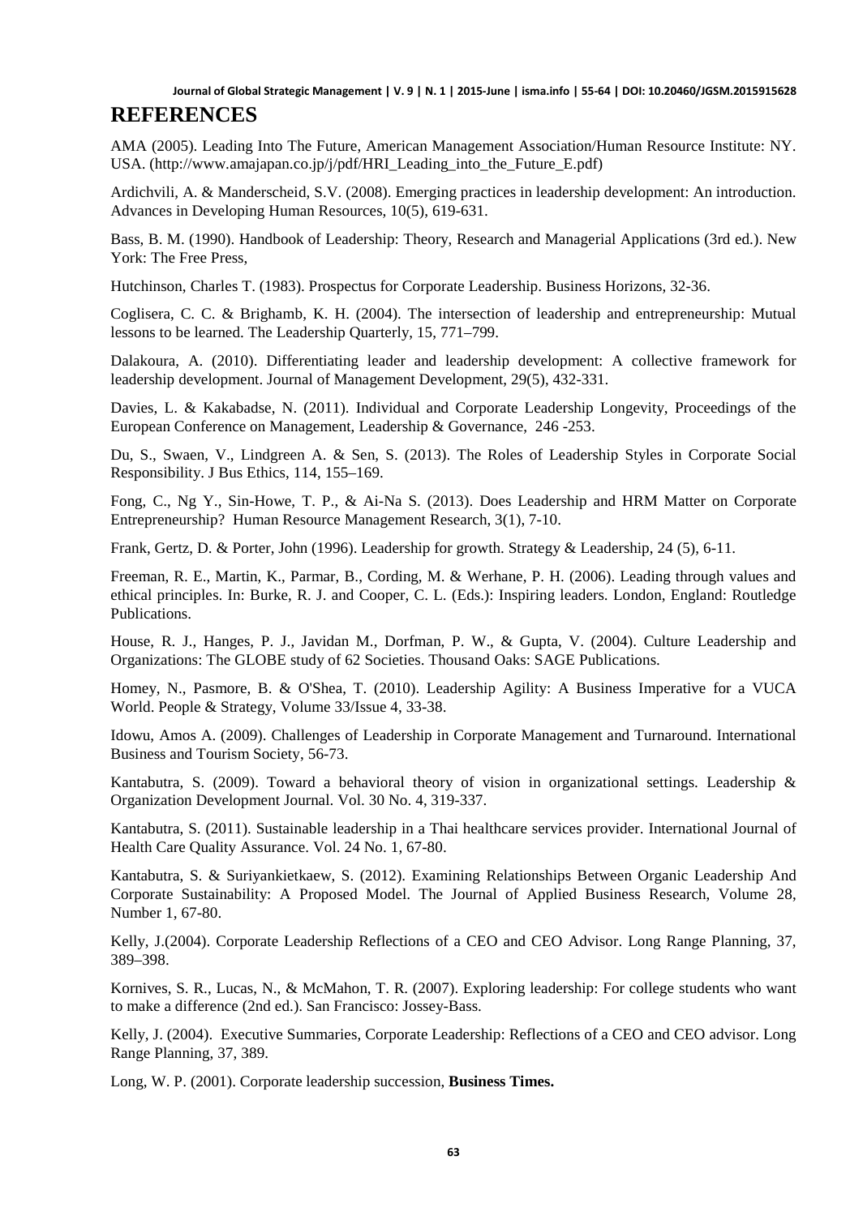# REFERENCES

AMA (2005). Leading Into The Future, American Management Association/Human Resource Institute: NY. USA. (http://www.amajapan.co.jp/j/pdf/HRI_Leading_into_the_Future_E.pdf)

Ardichvili, A. & Manderscheid, S.V. (2008). Emerging practices in leadership development: An introduction. Advances in Developing Human Resources, 10(5), 619-631.

Bass, B. M. (1990). Handbook of Leadership: Theory, Research and Managerial Applications (3rd ed.). New York: The Free Press,

Hutchinson, Charles T. (1983). Prospectus for Corporate Leadership. Business Horizons, 32-36.

Coglisera, C. C. & Brighamb, K. H. (2004). The intersection of leadership and entrepreneurship: Mutual lessons to be learned. The Leadership Quarterly, 15, 771–799.

Dalakoura, A. (2010). Differentiating leader and leadership development: A collective framework for leadership development. Journal of Management Development, 29(5), 432-331.

Davies, L. & Kakabadse, N. (2011). Individual and Corporate Leadership Longevity, Proceedings of the European Conference on Management, Leadership & Governance, 246 -253.

Du, S., Swaen, V., Lindgreen A. & Sen, S. (2013). The Roles of Leadership Styles in Corporate Social Responsibility. J Bus Ethics, 114, 155–169.

Fong, C., Ng Y., Sin-Howe, T. P., & Ai-Na S. (2013). Does Leadership and HRM Matter on Corporate Entrepreneurship? Human Resource Management Research, 3(1), 7-10.

Frank, Gertz, D. & Porter, John (1996). Leadership for growth. Strategy & Leadership, 24 (5), 6-11.

Freeman, R. E., Martin, K., Parmar, B., Cording, M. & Werhane, P. H. (2006). Leading through values and ethical principles. In: Burke, R. J. and Cooper, C. L. (Eds.): Inspiring leaders. London, England: Routledge Publications.

House, R. J., Hanges, P. J., Javidan M., Dorfman, P. W., & Gupta, V. (2004). Culture Leadership and Organizations: The GLOBE study of 62 Societies. Thousand Oaks: SAGE Publications.

Homey, N., Pasmore, B. & O'Shea, T. (2010). Leadership Agility: A Business Imperative for a VUCA World. People & Strategy, Volume 33/Issue 4, 33-38.

Idowu, Amos A. (2009). Challenges of Leadership in Corporate Management and Turnaround. International Business and Tourism Society, 56-73.

Kantabutra, S. (2009). Toward a behavioral theory of vision in organizational settings. Leadership & Organization Development Journal. Vol. 30 No. 4, 319-337.

Kantabutra, S. (2011). Sustainable leadership in a Thai healthcare services provider. International Journal of Health Care Quality Assurance. Vol. 24 No. 1, 67-80.

Kantabutra, S. & Suriyankietkaew, S. (2012). Examining Relationships Between Organic Leadership And Corporate Sustainability: A Proposed Model. The Journal of Applied Business Research, Volume 28, Number 1, 67-80.

Kelly, J.(2004). Corporate Leadership Reflections of a CEO and CEO Advisor. Long Range Planning, 37, 389–398.

Kornives, S. R., Lucas, N., & McMahon, T. R. (2007). Exploring leadership: For college students who want to make a difference (2nd ed.). San Francisco: Jossey-Bass.

Kelly, J. (2004). Executive Summaries, Corporate Leadership: Reflections of a CEO and CEO advisor. Long Range Planning, 37, 389.

Long, W. P. (2001). Corporate leadership succession, **Business Times.**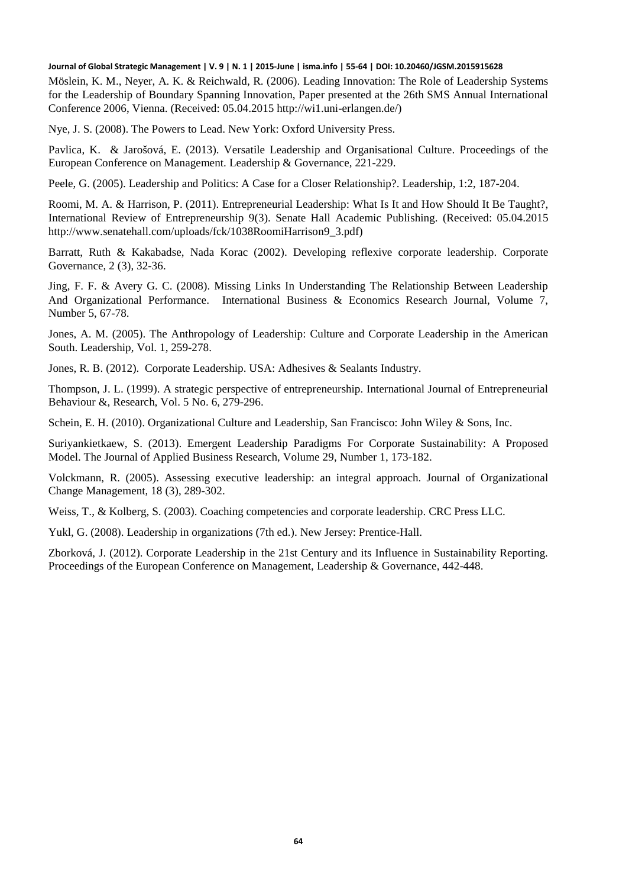Möslein, K. M., Neyer, A. K. & Reichwald, R. (2006). Leading Innovation: The Role of Leadership Systems for the Leadership of Boundary Spanning Innovation, Paper presented at the 26th SMS Annual International Conference 2006, Vienna. (Received: 05.04.2015 http://wi1.uni-erlangen.de/)

Nye, J. S. (2008). The Powers to Lead. New York: Oxford University Press.

Pavlica, K. & Jarošová, E. (2013). Versatile Leadership and Organisational Culture. Proceedings of the European Conference on Management. Leadership & Governance, 221-229.

Peele, G. (2005). Leadership and Politics: A Case for a Closer Relationship?. Leadership, 1:2, 187-204.

Roomi, M. A. & Harrison, P. (2011). Entrepreneurial Leadership: What Is It and How Should It Be Taught?, International Review of Entrepreneurship 9(3). Senate Hall Academic Publishing. (Received: 05.04.2015 http://www.senatehall.com/uploads/fck/1038RoomiHarrison9_3.pdf)

Barratt, Ruth & Kakabadse, Nada Korac (2002). Developing reflexive corporate leadership. Corporate Governance, 2 (3), 32-36.

Jing, F. F. & Avery G. C. (2008). Missing Links In Understanding The Relationship Between Leadership And Organizational Performance. International Business & Economics Research Journal, Volume 7, Number 5, 67-78.

Jones, A. M. (2005). The Anthropology of Leadership: Culture and Corporate Leadership in the American South. Leadership, Vol. 1, 259-278.

Jones, R. B. (2012). Corporate Leadership. USA: Adhesives & Sealants Industry.

Thompson, J. L. (1999). A strategic perspective of entrepreneurship. International Journal of Entrepreneurial Behaviour &, Research, Vol. 5 No. 6, 279-296.

Schein, E. H. (2010). Organizational Culture and Leadership, San Francisco: John Wiley & Sons, Inc.

Suriyankietkaew, S. (2013). Emergent Leadership Paradigms For Corporate Sustainability: A Proposed Model. The Journal of Applied Business Research, Volume 29, Number 1, 173-182.

Volckmann, R. (2005). Assessing executive leadership: an integral approach. Journal of Organizational Change Management, 18 (3), 289-302.

Weiss, T., & Kolberg, S. (2003). Coaching competencies and corporate leadership. CRC Press LLC.

Yukl, G. (2008). Leadership in organizations (7th ed.). New Jersey: Prentice-Hall.

Zborková, J. (2012). Corporate Leadership in the 21st Century and its Influence in Sustainability Reporting. Proceedings of the European Conference on Management, Leadership & Governance, 442-448.